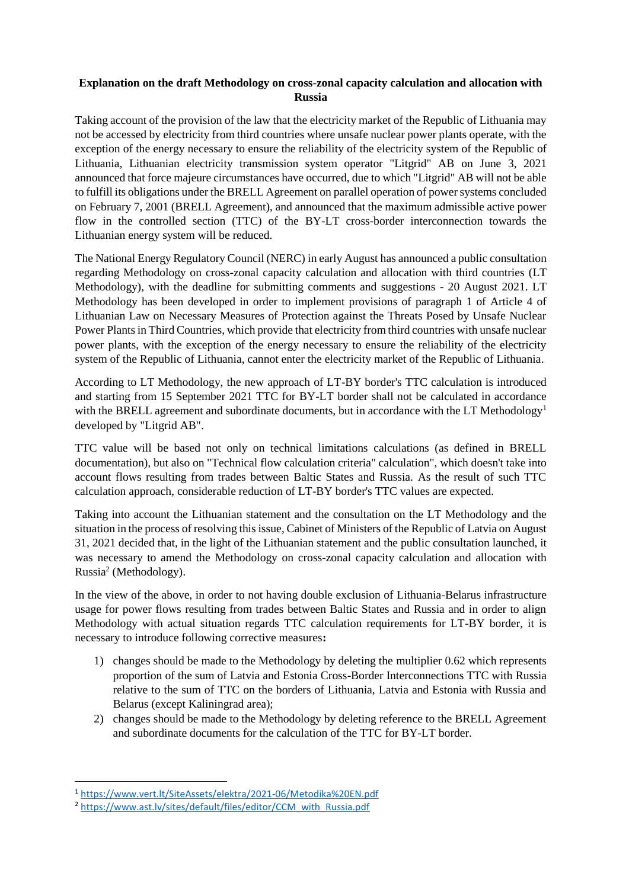**Explanation on the draft Methodology on cross-zonal capacity calculation and allocation with Russia**

Taking account of the provision of the law that the electricity market of the Republic of Lithuania may not be accessed by electricity from third countries where unsafe nuclear power plants operate, with the exception of the energy necessary to ensure the reliability of the electricity system of the Republic of Lithuania, Lithuanian electricity transmission system operator "Litgrid" AB on June 3, 2021 announced that force majeure circumstances have occurred, due to which "Litgrid" AB will not be able to fulfill its obligations under the BRELL Agreement on parallel operation of power systems concluded on February 7, 2001 (BRELL Agreement), and announced that the maximum admissible active power flow in the controlled section (TTC) of the BY-LT cross-border interconnection towards the Lithuanian energy system will be reduced.

The National Energy Regulatory Council (NERC) in early August has announced a public consultation regarding Methodology on cross-zonal capacity calculation and allocation with third countries (LT Methodology), with the deadline for submitting comments and suggestions - 20 August 2021. LT Methodology has been developed in order to implement provisions of paragraph 1 of Article 4 of Lithuanian Law on Necessary Measures of Protection against the Threats Posed by Unsafe Nuclear Power Plants in Third Countries, which provide that electricity from third countries with unsafe nuclear power plants, with the exception of the energy necessary to ensure the reliability of the electricity system of the Republic of Lithuania, cannot enter the electricity market of the Republic of Lithuania.

According to LT Methodology, the new approach of LT-BY border's TTC calculation is introduced and starting from 15 September 2021 TTC for BY-LT border shall not be calculated in accordance with the BRELL agreement and subordinate documents, but in accordance with the LT Methodology[1] developed by "Litgrid AB".

TTC value will be based not only on technical limitations calculations (as defined in BRELL documentation), but also on "Technical flow calculation criteria" calculation", which doesn't take into account flows resulting from trades between Baltic States and Russia. As the result of such TTC calculation approach, considerable reduction of LT-BY border's TTC values are expected.

Taking into account the Lithuanian statement and the consultation on the LT Methodology and the situation in the process of resolving this issue, Cabinet of Ministers of the Republic of Latvia on August 31, 2021 decided that, in the light of the Lithuanian statement and the public consultation launched, it was necessary to amend the Methodology on cross-zonal capacity calculation and allocation with Russia[2] (Methodology).

In the view of the above, in order to not having double exclusion of Lithuania-Belarus infrastructure usage for power flows resulting from trades between Baltic States and Russia and in order to align Methodology with actual situation regards TTC calculation requirements for LT-BY border, it is necessary to introduce following corrective measures**:**

1) changes should be made to the Methodology by deleting the multiplier 0.62 which represents proportion of the sum of Latvia and Estonia Cross-Border Interconnections TTC with Russia relative to the sum of TTC on the borders of Lithuania, Latvia and Estonia with Russia and Belarus (except Kaliningrad area);
2) changes should be made to the Methodology by deleting reference to the BRELL Agreement and subordinate documents for the calculation of the TTC for BY-LT border.

---

[1] https://www.vert.lt/SiteAssets/elektra/2021-06/Metodika%20EN.pdf

[2] https://www.ast.lv/sites/default/files/editor/CCM_with_Russia.pdf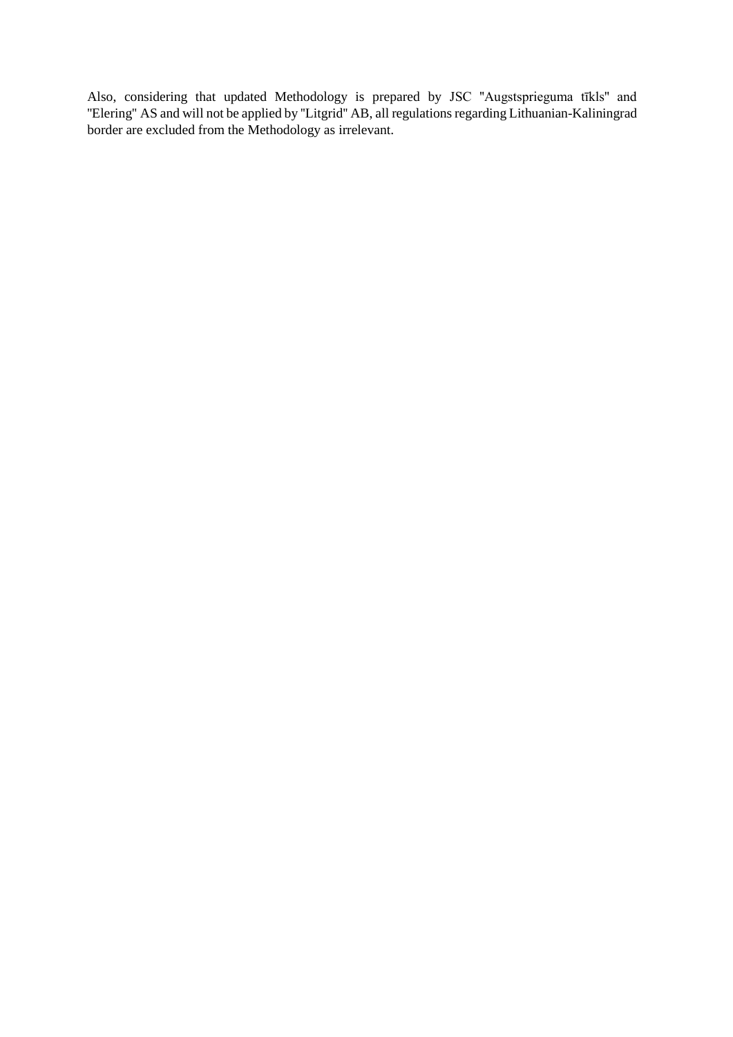Also, considering that updated Methodology is prepared by JSC "Augstsprieguma tīkls" and "Elering" AS and will not be applied by "Litgrid" AB, all regulations regarding Lithuanian-Kaliningrad border are excluded from the Methodology as irrelevant.